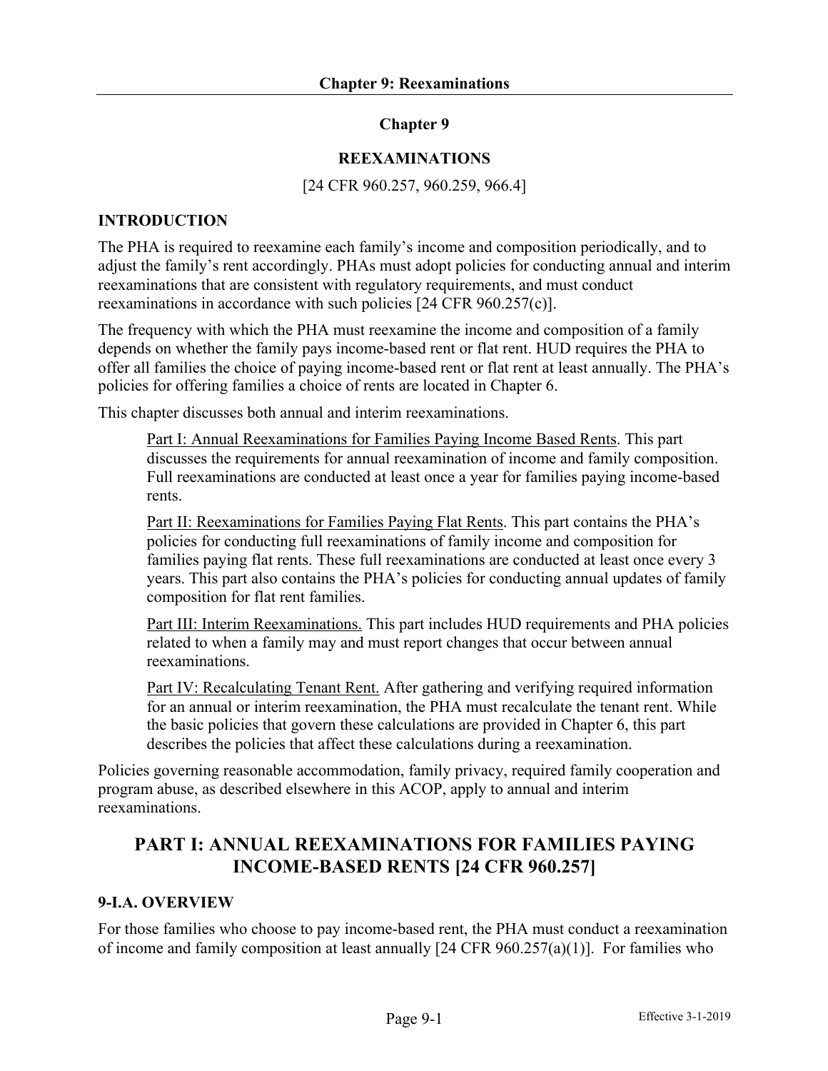# Chapter 9

## REEXAMINATIONS

[24 CFR 960.257, 960.259, 966.4]

### INTRODUCTION

The PHA is required to reexamine each family's income and composition periodically, and to adjust the family's rent accordingly. PHAs must adopt policies for conducting annual and interim reexaminations that are consistent with regulatory requirements, and must conduct reexaminations in accordance with such policies [24 CFR 960.257(c)].

The frequency with which the PHA must reexamine the income and composition of a family depends on whether the family pays income-based rent or flat rent. HUD requires the PHA to offer all families the choice of paying income-based rent or flat rent at least annually. The PHA's policies for offering families a choice of rents are located in Chapter 6.

This chapter discusses both annual and interim reexaminations.

> Part I: Annual Reexaminations for Families Paying Income Based Rents. This part discusses the requirements for annual reexamination of income and family composition. Full reexaminations are conducted at least once a year for families paying income-based rents.
>
> Part II: Reexaminations for Families Paying Flat Rents. This part contains the PHA's policies for conducting full reexaminations of family income and composition for families paying flat rents. These full reexaminations are conducted at least once every 3 years. This part also contains the PHA's policies for conducting annual updates of family composition for flat rent families.
>
> Part III: Interim Reexaminations. This part includes HUD requirements and PHA policies related to when a family may and must report changes that occur between annual reexaminations.
>
> Part IV: Recalculating Tenant Rent. After gathering and verifying required information for an annual or interim reexamination, the PHA must recalculate the tenant rent. While the basic policies that govern these calculations are provided in Chapter 6, this part describes the policies that affect these calculations during a reexamination.

Policies governing reasonable accommodation, family privacy, required family cooperation and program abuse, as described elsewhere in this ACOP, apply to annual and interim reexaminations.

## PART I: ANNUAL REEXAMINATIONS FOR FAMILIES PAYING INCOME-BASED RENTS [24 CFR 960.257]

### 9-I.A. OVERVIEW

For those families who choose to pay income-based rent, the PHA must conduct a reexamination of income and family composition at least annually [24 CFR 960.257(a)(1)]. For families who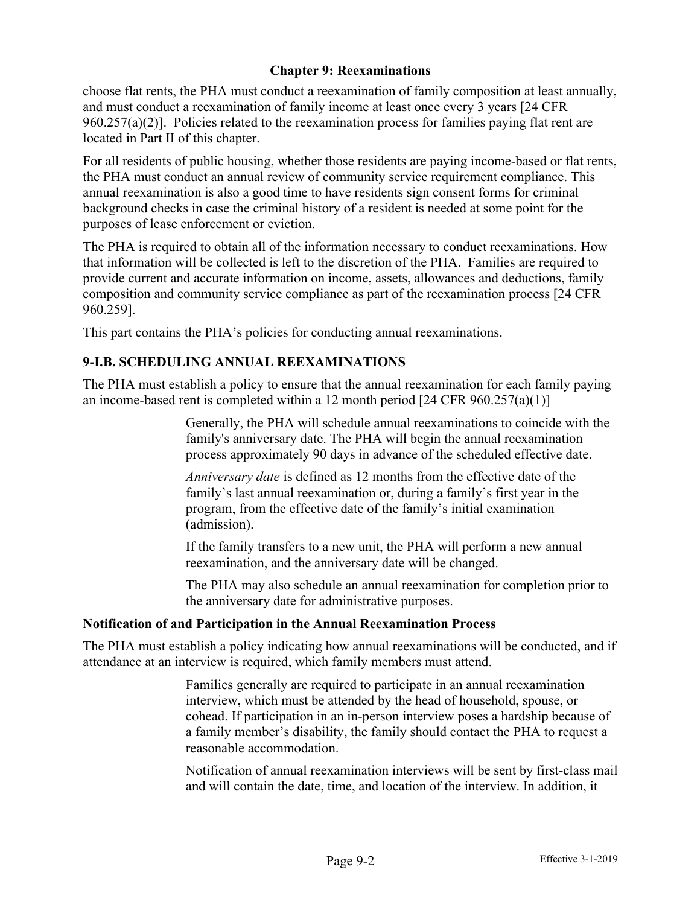choose flat rents, the PHA must conduct a reexamination of family composition at least annually, and must conduct a reexamination of family income at least once every 3 years [24 CFR 960.257(a)(2)]. Policies related to the reexamination process for families paying flat rent are located in Part II of this chapter.

For all residents of public housing, whether those residents are paying income-based or flat rents, the PHA must conduct an annual review of community service requirement compliance. This annual reexamination is also a good time to have residents sign consent forms for criminal background checks in case the criminal history of a resident is needed at some point for the purposes of lease enforcement or eviction.

The PHA is required to obtain all of the information necessary to conduct reexaminations. How that information will be collected is left to the discretion of the PHA. Families are required to provide current and accurate information on income, assets, allowances and deductions, family composition and community service compliance as part of the reexamination process [24 CFR 960.259].

This part contains the PHA's policies for conducting annual reexaminations.

## 9-I.B. SCHEDULING ANNUAL REEXAMINATIONS

The PHA must establish a policy to ensure that the annual reexamination for each family paying an income-based rent is completed within a 12 month period [24 CFR 960.257(a)(1)]

> Generally, the PHA will schedule annual reexaminations to coincide with the family's anniversary date. The PHA will begin the annual reexamination process approximately 90 days in advance of the scheduled effective date.
>
> *Anniversary date* is defined as 12 months from the effective date of the family's last annual reexamination or, during a family's first year in the program, from the effective date of the family's initial examination (admission).
>
> If the family transfers to a new unit, the PHA will perform a new annual reexamination, and the anniversary date will be changed.
>
> The PHA may also schedule an annual reexamination for completion prior to the anniversary date for administrative purposes.

### Notification of and Participation in the Annual Reexamination Process

The PHA must establish a policy indicating how annual reexaminations will be conducted, and if attendance at an interview is required, which family members must attend.

> Families generally are required to participate in an annual reexamination interview, which must be attended by the head of household, spouse, or cohead. If participation in an in-person interview poses a hardship because of a family member's disability, the family should contact the PHA to request a reasonable accommodation.
>
> Notification of annual reexamination interviews will be sent by first-class mail and will contain the date, time, and location of the interview. In addition, it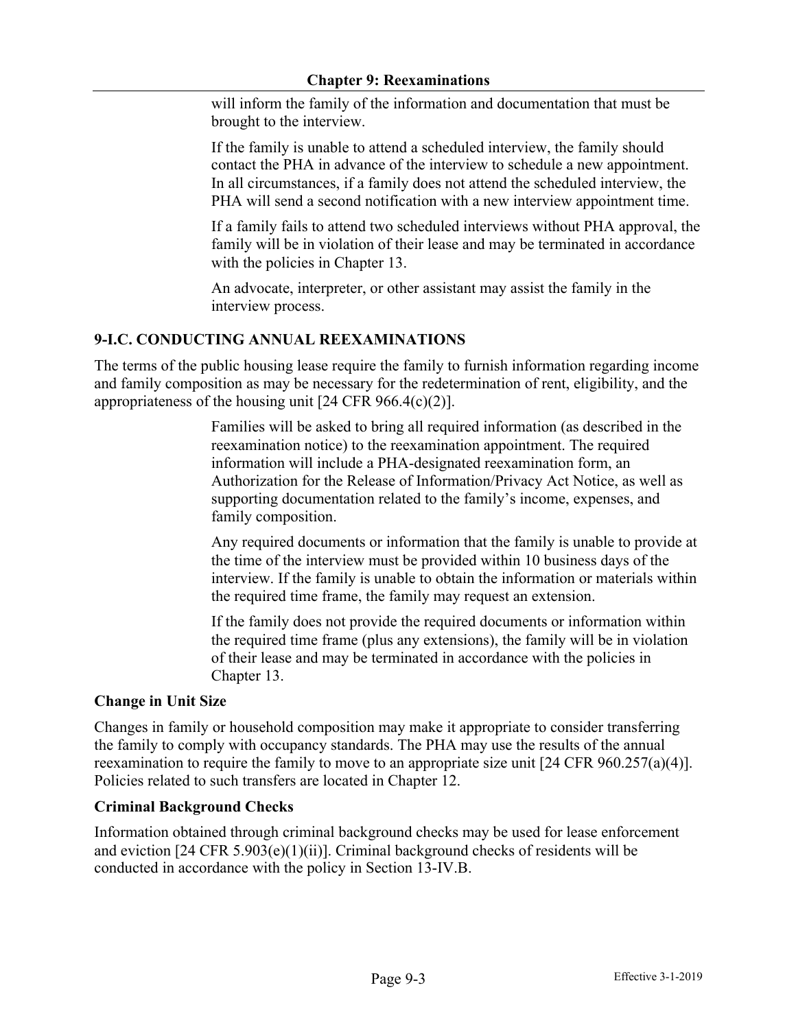will inform the family of the information and documentation that must be brought to the interview.

If the family is unable to attend a scheduled interview, the family should contact the PHA in advance of the interview to schedule a new appointment. In all circumstances, if a family does not attend the scheduled interview, the PHA will send a second notification with a new interview appointment time.

If a family fails to attend two scheduled interviews without PHA approval, the family will be in violation of their lease and may be terminated in accordance with the policies in Chapter 13.

An advocate, interpreter, or other assistant may assist the family in the interview process.

## 9-I.C. CONDUCTING ANNUAL REEXAMINATIONS

The terms of the public housing lease require the family to furnish information regarding income and family composition as may be necessary for the redetermination of rent, eligibility, and the appropriateness of the housing unit [24 CFR 966.4(c)(2)].

Families will be asked to bring all required information (as described in the reexamination notice) to the reexamination appointment. The required information will include a PHA-designated reexamination form, an Authorization for the Release of Information/Privacy Act Notice, as well as supporting documentation related to the family's income, expenses, and family composition.

Any required documents or information that the family is unable to provide at the time of the interview must be provided within 10 business days of the interview. If the family is unable to obtain the information or materials within the required time frame, the family may request an extension.

If the family does not provide the required documents or information within the required time frame (plus any extensions), the family will be in violation of their lease and may be terminated in accordance with the policies in Chapter 13.

### Change in Unit Size

Changes in family or household composition may make it appropriate to consider transferring the family to comply with occupancy standards. The PHA may use the results of the annual reexamination to require the family to move to an appropriate size unit [24 CFR 960.257(a)(4)]. Policies related to such transfers are located in Chapter 12.

### Criminal Background Checks

Information obtained through criminal background checks may be used for lease enforcement and eviction [24 CFR 5.903(e)(1)(ii)]. Criminal background checks of residents will be conducted in accordance with the policy in Section 13-IV.B.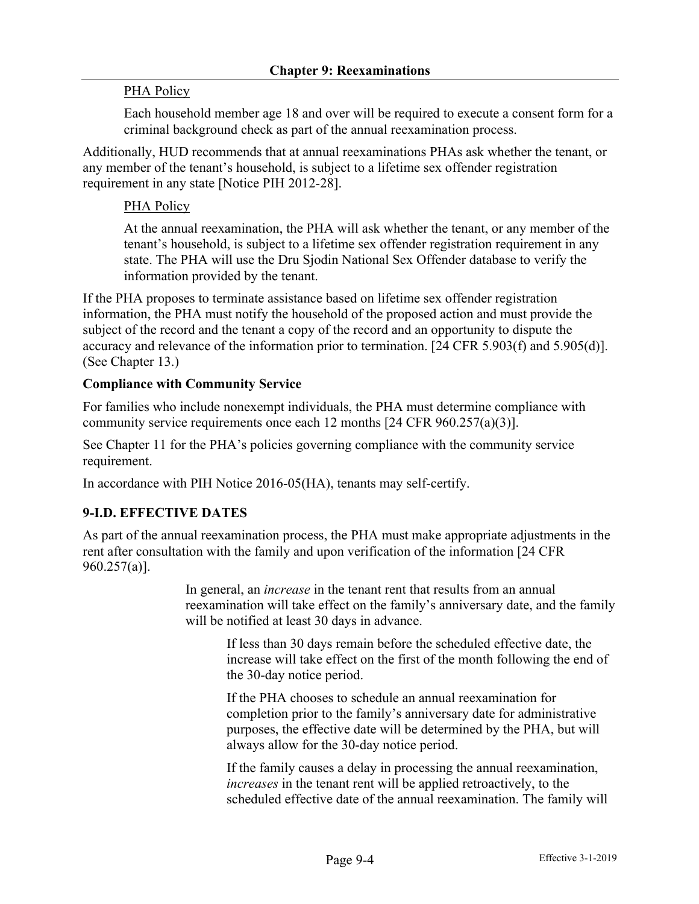PHA Policy

Each household member age 18 and over will be required to execute a consent form for a criminal background check as part of the annual reexamination process.

Additionally, HUD recommends that at annual reexaminations PHAs ask whether the tenant, or any member of the tenant's household, is subject to a lifetime sex offender registration requirement in any state [Notice PIH 2012-28].

PHA Policy

At the annual reexamination, the PHA will ask whether the tenant, or any member of the tenant's household, is subject to a lifetime sex offender registration requirement in any state. The PHA will use the Dru Sjodin National Sex Offender database to verify the information provided by the tenant.

If the PHA proposes to terminate assistance based on lifetime sex offender registration information, the PHA must notify the household of the proposed action and must provide the subject of the record and the tenant a copy of the record and an opportunity to dispute the accuracy and relevance of the information prior to termination. [24 CFR 5.903(f) and 5.905(d)]. (See Chapter 13.)

**Compliance with Community Service**

For families who include nonexempt individuals, the PHA must determine compliance with community service requirements once each 12 months [24 CFR 960.257(a)(3)].

See Chapter 11 for the PHA's policies governing compliance with the community service requirement.

In accordance with PIH Notice 2016-05(HA), tenants may self-certify.

## 9-I.D. EFFECTIVE DATES

As part of the annual reexamination process, the PHA must make appropriate adjustments in the rent after consultation with the family and upon verification of the information [24 CFR 960.257(a)].

In general, an *increase* in the tenant rent that results from an annual reexamination will take effect on the family's anniversary date, and the family will be notified at least 30 days in advance.

If less than 30 days remain before the scheduled effective date, the increase will take effect on the first of the month following the end of the 30-day notice period.

If the PHA chooses to schedule an annual reexamination for completion prior to the family's anniversary date for administrative purposes, the effective date will be determined by the PHA, but will always allow for the 30-day notice period.

If the family causes a delay in processing the annual reexamination, *increases* in the tenant rent will be applied retroactively, to the scheduled effective date of the annual reexamination. The family will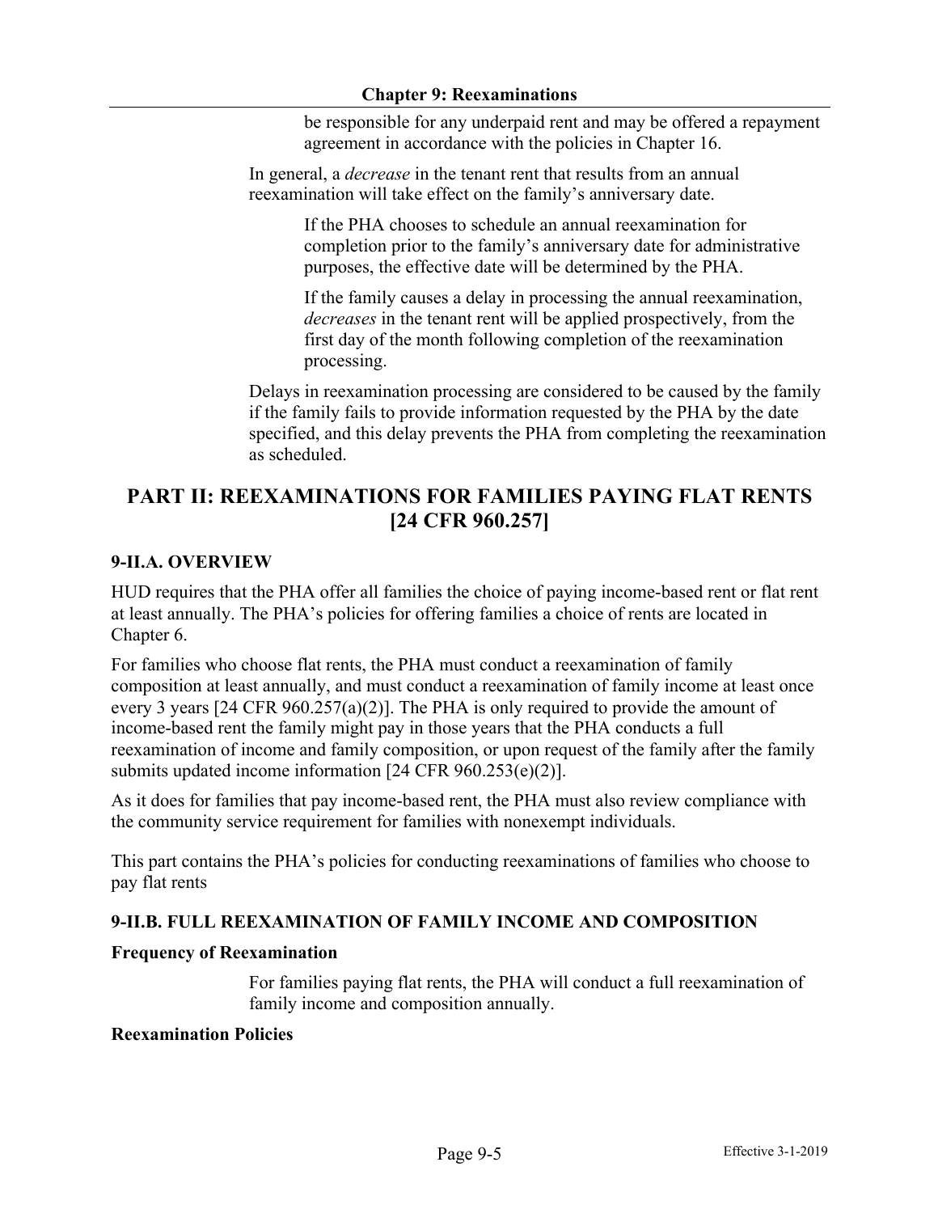be responsible for any underpaid rent and may be offered a repayment agreement in accordance with the policies in Chapter 16.

In general, a *decrease* in the tenant rent that results from an annual reexamination will take effect on the family's anniversary date.

If the PHA chooses to schedule an annual reexamination for completion prior to the family's anniversary date for administrative purposes, the effective date will be determined by the PHA.

If the family causes a delay in processing the annual reexamination, *decreases* in the tenant rent will be applied prospectively, from the first day of the month following completion of the reexamination processing.

Delays in reexamination processing are considered to be caused by the family if the family fails to provide information requested by the PHA by the date specified, and this delay prevents the PHA from completing the reexamination as scheduled.

## PART II: REEXAMINATIONS FOR FAMILIES PAYING FLAT RENTS [24 CFR 960.257]

### 9-II.A. OVERVIEW

HUD requires that the PHA offer all families the choice of paying income-based rent or flat rent at least annually. The PHA's policies for offering families a choice of rents are located in Chapter 6.

For families who choose flat rents, the PHA must conduct a reexamination of family composition at least annually, and must conduct a reexamination of family income at least once every 3 years [24 CFR 960.257(a)(2)]. The PHA is only required to provide the amount of income-based rent the family might pay in those years that the PHA conducts a full reexamination of income and family composition, or upon request of the family after the family submits updated income information [24 CFR 960.253(e)(2)].

As it does for families that pay income-based rent, the PHA must also review compliance with the community service requirement for families with nonexempt individuals.

This part contains the PHA's policies for conducting reexaminations of families who choose to pay flat rents

### 9-II.B. FULL REEXAMINATION OF FAMILY INCOME AND COMPOSITION

**Frequency of Reexamination**

For families paying flat rents, the PHA will conduct a full reexamination of family income and composition annually.

**Reexamination Policies**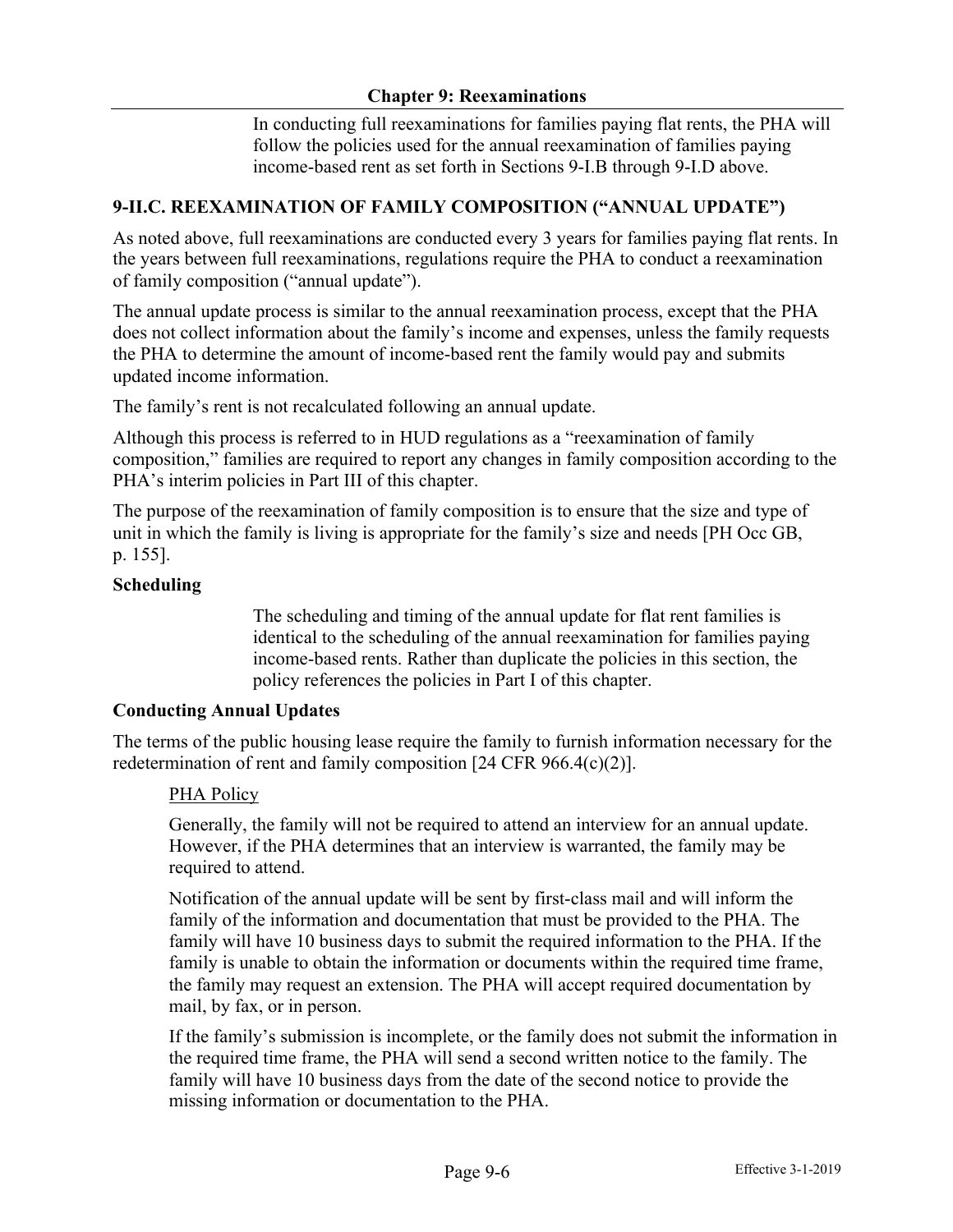In conducting full reexaminations for families paying flat rents, the PHA will follow the policies used for the annual reexamination of families paying income-based rent as set forth in Sections 9-I.B through 9-I.D above.

## 9-II.C. REEXAMINATION OF FAMILY COMPOSITION ("ANNUAL UPDATE")

As noted above, full reexaminations are conducted every 3 years for families paying flat rents. In the years between full reexaminations, regulations require the PHA to conduct a reexamination of family composition ("annual update").

The annual update process is similar to the annual reexamination process, except that the PHA does not collect information about the family's income and expenses, unless the family requests the PHA to determine the amount of income-based rent the family would pay and submits updated income information.

The family's rent is not recalculated following an annual update.

Although this process is referred to in HUD regulations as a "reexamination of family composition," families are required to report any changes in family composition according to the PHA's interim policies in Part III of this chapter.

The purpose of the reexamination of family composition is to ensure that the size and type of unit in which the family is living is appropriate for the family's size and needs [PH Occ GB, p. 155].

### Scheduling

The scheduling and timing of the annual update for flat rent families is identical to the scheduling of the annual reexamination for families paying income-based rents. Rather than duplicate the policies in this section, the policy references the policies in Part I of this chapter.

### Conducting Annual Updates

The terms of the public housing lease require the family to furnish information necessary for the redetermination of rent and family composition [24 CFR 966.4(c)(2)].

PHA Policy

Generally, the family will not be required to attend an interview for an annual update. However, if the PHA determines that an interview is warranted, the family may be required to attend.

Notification of the annual update will be sent by first-class mail and will inform the family of the information and documentation that must be provided to the PHA. The family will have 10 business days to submit the required information to the PHA. If the family is unable to obtain the information or documents within the required time frame, the family may request an extension. The PHA will accept required documentation by mail, by fax, or in person.

If the family's submission is incomplete, or the family does not submit the information in the required time frame, the PHA will send a second written notice to the family. The family will have 10 business days from the date of the second notice to provide the missing information or documentation to the PHA.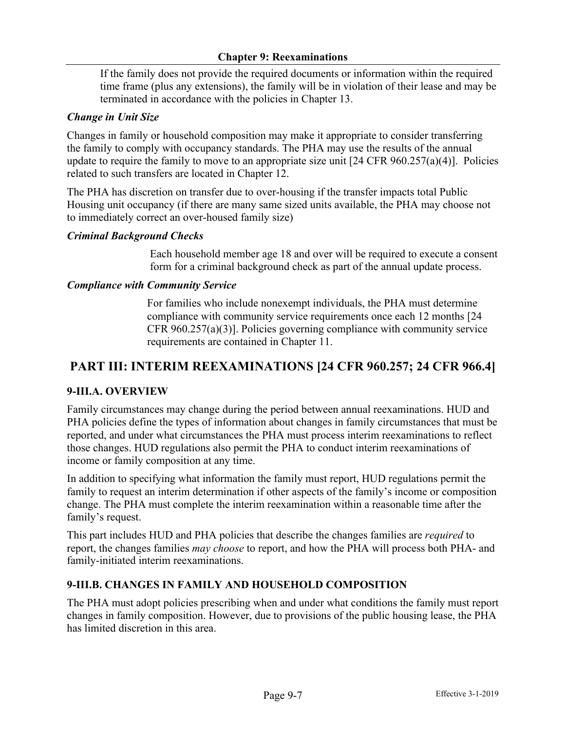If the family does not provide the required documents or information within the required time frame (plus any extensions), the family will be in violation of their lease and may be terminated in accordance with the policies in Chapter 13.

***Change in Unit Size***

Changes in family or household composition may make it appropriate to consider transferring the family to comply with occupancy standards. The PHA may use the results of the annual update to require the family to move to an appropriate size unit [24 CFR 960.257(a)(4)]. Policies related to such transfers are located in Chapter 12.

The PHA has discretion on transfer due to over-housing if the transfer impacts total Public Housing unit occupancy (if there are many same sized units available, the PHA may choose not to immediately correct an over-housed family size)

***Criminal Background Checks***

Each household member age 18 and over will be required to execute a consent form for a criminal background check as part of the annual update process.

***Compliance with Community Service***

For families who include nonexempt individuals, the PHA must determine compliance with community service requirements once each 12 months [24 CFR 960.257(a)(3)]. Policies governing compliance with community service requirements are contained in Chapter 11.

## PART III: INTERIM REEXAMINATIONS [24 CFR 960.257; 24 CFR 966.4]

### 9-III.A. OVERVIEW

Family circumstances may change during the period between annual reexaminations. HUD and PHA policies define the types of information about changes in family circumstances that must be reported, and under what circumstances the PHA must process interim reexaminations to reflect those changes. HUD regulations also permit the PHA to conduct interim reexaminations of income or family composition at any time.

In addition to specifying what information the family must report, HUD regulations permit the family to request an interim determination if other aspects of the family's income or composition change. The PHA must complete the interim reexamination within a reasonable time after the family's request.

This part includes HUD and PHA policies that describe the changes families are *required* to report, the changes families *may choose* to report, and how the PHA will process both PHA- and family-initiated interim reexaminations.

### 9-III.B. CHANGES IN FAMILY AND HOUSEHOLD COMPOSITION

The PHA must adopt policies prescribing when and under what conditions the family must report changes in family composition. However, due to provisions of the public housing lease, the PHA has limited discretion in this area.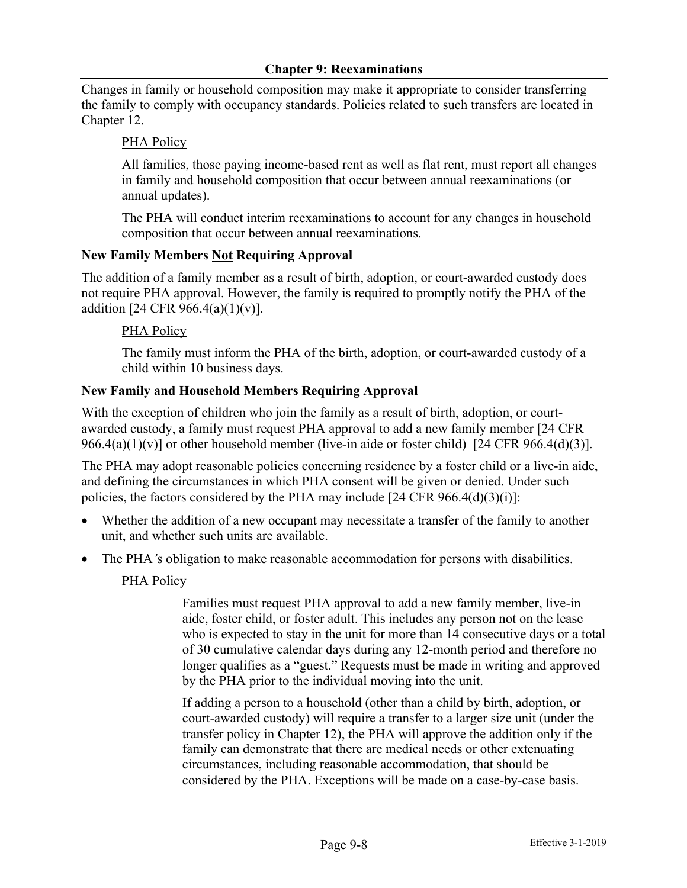Changes in family or household composition may make it appropriate to consider transferring the family to comply with occupancy standards. Policies related to such transfers are located in Chapter 12.

<u>PHA Policy</u>

All families, those paying income-based rent as well as flat rent, must report all changes in family and household composition that occur between annual reexaminations (or annual updates).

The PHA will conduct interim reexaminations to account for any changes in household composition that occur between annual reexaminations.

**New Family Members <u>Not</u> Requiring Approval**

The addition of a family member as a result of birth, adoption, or court-awarded custody does not require PHA approval. However, the family is required to promptly notify the PHA of the addition [24 CFR 966.4(a)(1)(v)].

<u>PHA Policy</u>

The family must inform the PHA of the birth, adoption, or court-awarded custody of a child within 10 business days.

**New Family and Household Members Requiring Approval**

With the exception of children who join the family as a result of birth, adoption, or court-awarded custody, a family must request PHA approval to add a new family member [24 CFR 966.4(a)(1)(v)] or other household member (live-in aide or foster child) [24 CFR 966.4(d)(3)].

The PHA may adopt reasonable policies concerning residence by a foster child or a live-in aide, and defining the circumstances in which PHA consent will be given or denied. Under such policies, the factors considered by the PHA may include [24 CFR 966.4(d)(3)(i)]:

- Whether the addition of a new occupant may necessitate a transfer of the family to another unit, and whether such units are available.
- The PHA's obligation to make reasonable accommodation for persons with disabilities.

<u>PHA Policy</u>

Families must request PHA approval to add a new family member, live-in aide, foster child, or foster adult. This includes any person not on the lease who is expected to stay in the unit for more than 14 consecutive days or a total of 30 cumulative calendar days during any 12-month period and therefore no longer qualifies as a "guest." Requests must be made in writing and approved by the PHA prior to the individual moving into the unit.

If adding a person to a household (other than a child by birth, adoption, or court-awarded custody) will require a transfer to a larger size unit (under the transfer policy in Chapter 12), the PHA will approve the addition only if the family can demonstrate that there are medical needs or other extenuating circumstances, including reasonable accommodation, that should be considered by the PHA. Exceptions will be made on a case-by-case basis.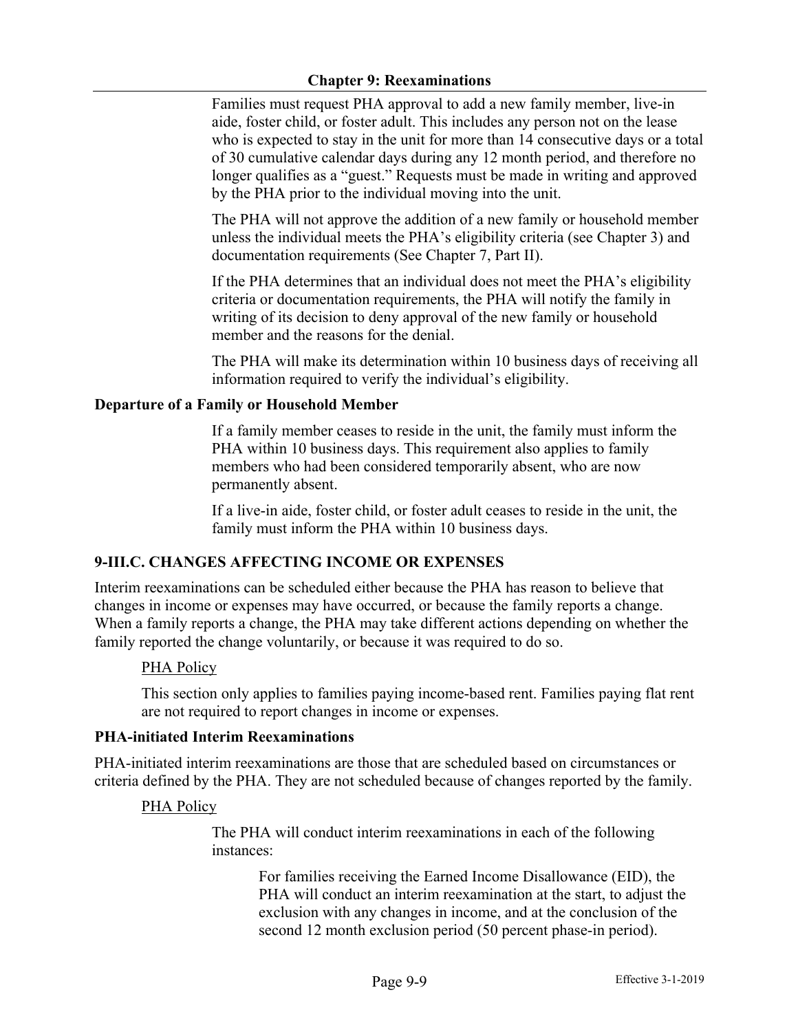Families must request PHA approval to add a new family member, live-in aide, foster child, or foster adult. This includes any person not on the lease who is expected to stay in the unit for more than 14 consecutive days or a total of 30 cumulative calendar days during any 12 month period, and therefore no longer qualifies as a "guest." Requests must be made in writing and approved by the PHA prior to the individual moving into the unit.

The PHA will not approve the addition of a new family or household member unless the individual meets the PHA's eligibility criteria (see Chapter 3) and documentation requirements (See Chapter 7, Part II).

If the PHA determines that an individual does not meet the PHA's eligibility criteria or documentation requirements, the PHA will notify the family in writing of its decision to deny approval of the new family or household member and the reasons for the denial.

The PHA will make its determination within 10 business days of receiving all information required to verify the individual's eligibility.

**Departure of a Family or Household Member**

If a family member ceases to reside in the unit, the family must inform the PHA within 10 business days. This requirement also applies to family members who had been considered temporarily absent, who are now permanently absent.

If a live-in aide, foster child, or foster adult ceases to reside in the unit, the family must inform the PHA within 10 business days.

## 9-III.C. CHANGES AFFECTING INCOME OR EXPENSES

Interim reexaminations can be scheduled either because the PHA has reason to believe that changes in income or expenses may have occurred, or because the family reports a change. When a family reports a change, the PHA may take different actions depending on whether the family reported the change voluntarily, or because it was required to do so.

PHA Policy

This section only applies to families paying income-based rent. Families paying flat rent are not required to report changes in income or expenses.

**PHA-initiated Interim Reexaminations**

PHA-initiated interim reexaminations are those that are scheduled based on circumstances or criteria defined by the PHA. They are not scheduled because of changes reported by the family.

PHA Policy

The PHA will conduct interim reexaminations in each of the following instances:

For families receiving the Earned Income Disallowance (EID), the PHA will conduct an interim reexamination at the start, to adjust the exclusion with any changes in income, and at the conclusion of the second 12 month exclusion period (50 percent phase-in period).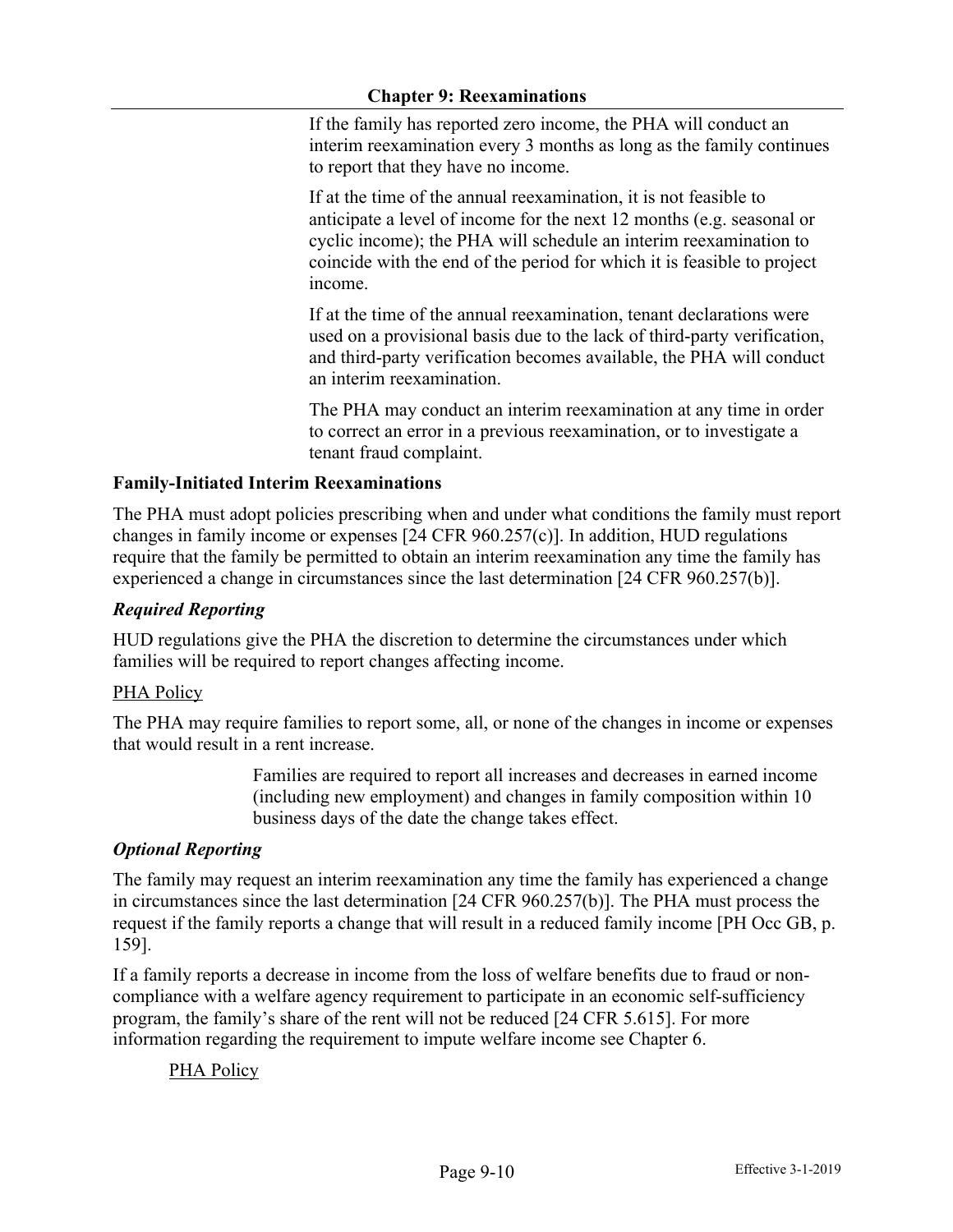If the family has reported zero income, the PHA will conduct an interim reexamination every 3 months as long as the family continues to report that they have no income.

If at the time of the annual reexamination, it is not feasible to anticipate a level of income for the next 12 months (e.g. seasonal or cyclic income); the PHA will schedule an interim reexamination to coincide with the end of the period for which it is feasible to project income.

If at the time of the annual reexamination, tenant declarations were used on a provisional basis due to the lack of third-party verification, and third-party verification becomes available, the PHA will conduct an interim reexamination.

The PHA may conduct an interim reexamination at any time in order to correct an error in a previous reexamination, or to investigate a tenant fraud complaint.

### Family-Initiated Interim Reexaminations

The PHA must adopt policies prescribing when and under what conditions the family must report changes in family income or expenses [24 CFR 960.257(c)]. In addition, HUD regulations require that the family be permitted to obtain an interim reexamination any time the family has experienced a change in circumstances since the last determination [24 CFR 960.257(b)].

#### *Required Reporting*

HUD regulations give the PHA the discretion to determine the circumstances under which families will be required to report changes affecting income.

PHA Policy

The PHA may require families to report some, all, or none of the changes in income or expenses that would result in a rent increase.

Families are required to report all increases and decreases in earned income (including new employment) and changes in family composition within 10 business days of the date the change takes effect.

#### *Optional Reporting*

The family may request an interim reexamination any time the family has experienced a change in circumstances since the last determination [24 CFR 960.257(b)]. The PHA must process the request if the family reports a change that will result in a reduced family income [PH Occ GB, p. 159].

If a family reports a decrease in income from the loss of welfare benefits due to fraud or non-compliance with a welfare agency requirement to participate in an economic self-sufficiency program, the family's share of the rent will not be reduced [24 CFR 5.615]. For more information regarding the requirement to impute welfare income see Chapter 6.

PHA Policy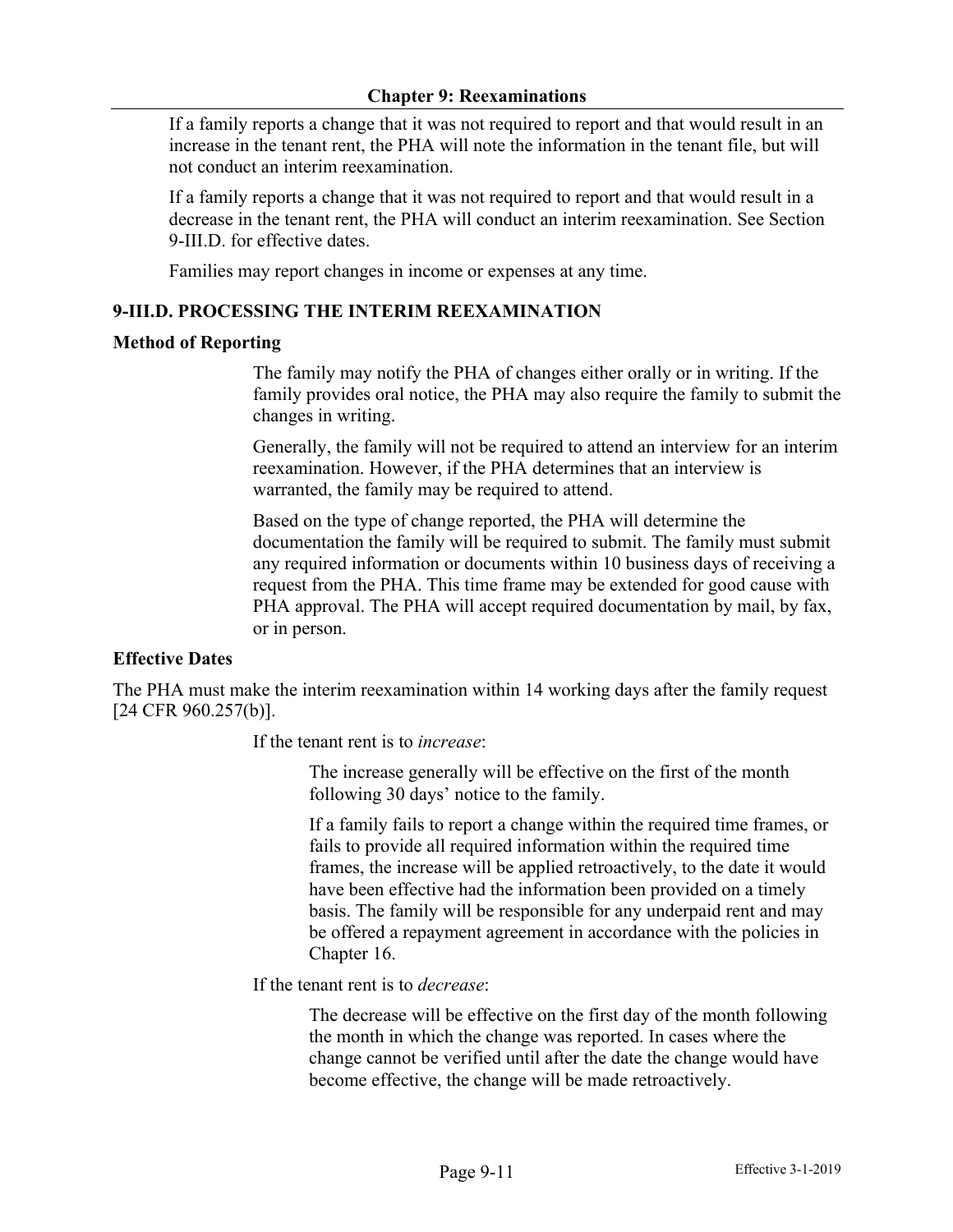If a family reports a change that it was not required to report and that would result in an increase in the tenant rent, the PHA will note the information in the tenant file, but will not conduct an interim reexamination.

If a family reports a change that it was not required to report and that would result in a decrease in the tenant rent, the PHA will conduct an interim reexamination. See Section 9-III.D. for effective dates.

Families may report changes in income or expenses at any time.

## 9-III.D. PROCESSING THE INTERIM REEXAMINATION

### Method of Reporting

The family may notify the PHA of changes either orally or in writing. If the family provides oral notice, the PHA may also require the family to submit the changes in writing.

Generally, the family will not be required to attend an interview for an interim reexamination. However, if the PHA determines that an interview is warranted, the family may be required to attend.

Based on the type of change reported, the PHA will determine the documentation the family will be required to submit. The family must submit any required information or documents within 10 business days of receiving a request from the PHA. This time frame may be extended for good cause with PHA approval. The PHA will accept required documentation by mail, by fax, or in person.

### Effective Dates

The PHA must make the interim reexamination within 14 working days after the family request [24 CFR 960.257(b)].

If the tenant rent is to *increase*:

The increase generally will be effective on the first of the month following 30 days' notice to the family.

If a family fails to report a change within the required time frames, or fails to provide all required information within the required time frames, the increase will be applied retroactively, to the date it would have been effective had the information been provided on a timely basis. The family will be responsible for any underpaid rent and may be offered a repayment agreement in accordance with the policies in Chapter 16.

If the tenant rent is to *decrease*:

The decrease will be effective on the first day of the month following the month in which the change was reported. In cases where the change cannot be verified until after the date the change would have become effective, the change will be made retroactively.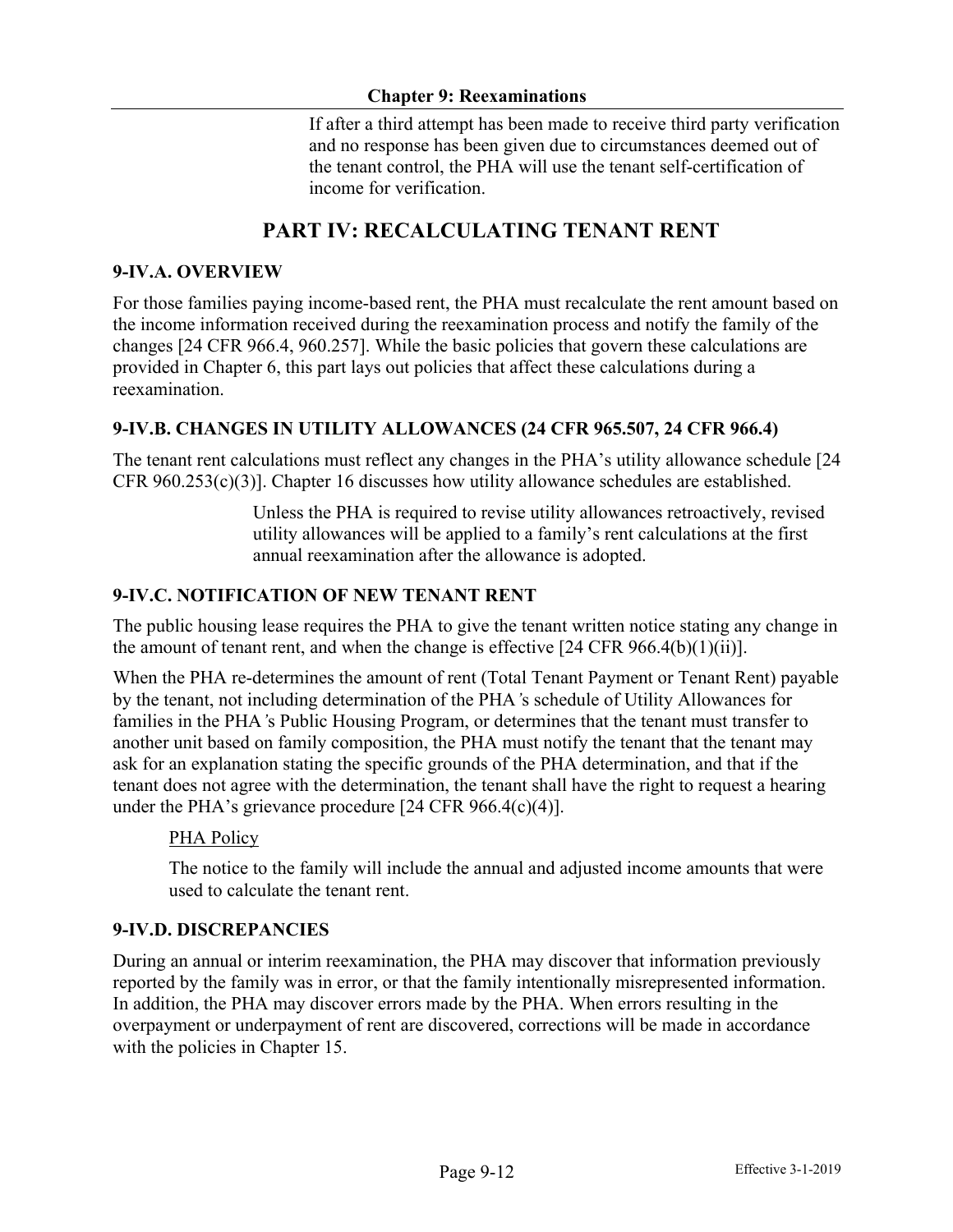If after a third attempt has been made to receive third party verification and no response has been given due to circumstances deemed out of the tenant control, the PHA will use the tenant self-certification of income for verification.

# PART IV: RECALCULATING TENANT RENT

## 9-IV.A. OVERVIEW

For those families paying income-based rent, the PHA must recalculate the rent amount based on the income information received during the reexamination process and notify the family of the changes [24 CFR 966.4, 960.257]. While the basic policies that govern these calculations are provided in Chapter 6, this part lays out policies that affect these calculations during a reexamination.

## 9-IV.B. CHANGES IN UTILITY ALLOWANCES (24 CFR 965.507, 24 CFR 966.4)

The tenant rent calculations must reflect any changes in the PHA's utility allowance schedule [24 CFR 960.253(c)(3)]. Chapter 16 discusses how utility allowance schedules are established.

Unless the PHA is required to revise utility allowances retroactively, revised utility allowances will be applied to a family's rent calculations at the first annual reexamination after the allowance is adopted.

## 9-IV.C. NOTIFICATION OF NEW TENANT RENT

The public housing lease requires the PHA to give the tenant written notice stating any change in the amount of tenant rent, and when the change is effective [24 CFR 966.4(b)(1)(ii)].

When the PHA re-determines the amount of rent (Total Tenant Payment or Tenant Rent) payable by the tenant, not including determination of the PHA's schedule of Utility Allowances for families in the PHA's Public Housing Program, or determines that the tenant must transfer to another unit based on family composition, the PHA must notify the tenant that the tenant may ask for an explanation stating the specific grounds of the PHA determination, and that if the tenant does not agree with the determination, the tenant shall have the right to request a hearing under the PHA's grievance procedure [24 CFR 966.4(c)(4)].

PHA Policy

The notice to the family will include the annual and adjusted income amounts that were used to calculate the tenant rent.

## 9-IV.D. DISCREPANCIES

During an annual or interim reexamination, the PHA may discover that information previously reported by the family was in error, or that the family intentionally misrepresented information. In addition, the PHA may discover errors made by the PHA. When errors resulting in the overpayment or underpayment of rent are discovered, corrections will be made in accordance with the policies in Chapter 15.